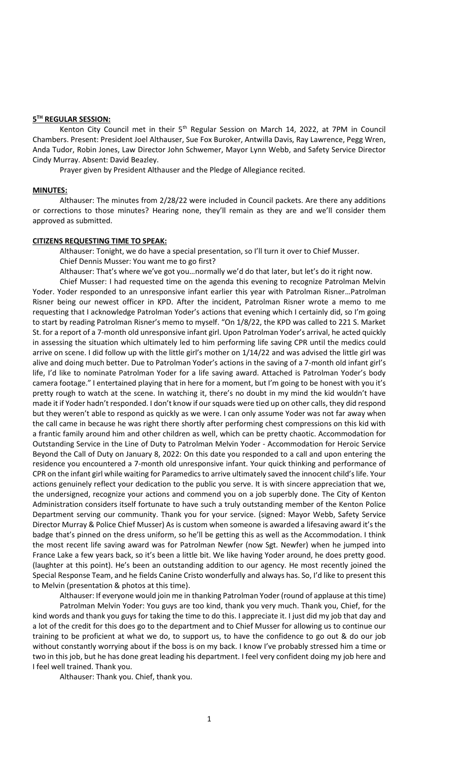## 5TH REGULAR SESSION:

Kenton City Council met in their 5th Regular Session on March 14, 2022, at 7PM in Council Chambers. Present: President Joel Althauser, Sue Fox Buroker, Antwilla Davis, Ray Lawrence, Pegg Wren, Anda Tudor, Robin Jones, Law Director John Schwemer, Mayor Lynn Webb, and Safety Service Director Cindy Murray. Absent: David Beazley.

Prayer given by President Althauser and the Pledge of Allegiance recited.

## MINUTES:

Althauser: The minutes from 2/28/22 were included in Council packets. Are there any additions or corrections to those minutes? Hearing none, they'll remain as they are and we'll consider them approved as submitted.

## CITIZENS REQUESTING TIME TO SPEAK:

Althauser: Tonight, we do have a special presentation, so I'll turn it over to Chief Musser.

Chief Dennis Musser: You want me to go first?

Althauser: That's where we've got you…normally we'd do that later, but let's do it right now.

Chief Musser: I had requested time on the agenda this evening to recognize Patrolman Melvin Yoder. Yoder responded to an unresponsive infant earlier this year with Patrolman Risner…Patrolman Risner being our newest officer in KPD. After the incident, Patrolman Risner wrote a memo to me requesting that I acknowledge Patrolman Yoder's actions that evening which I certainly did, so I'm going to start by reading Patrolman Risner's memo to myself. "On 1/8/22, the KPD was called to 221 S. Market St. for a report of a 7-month old unresponsive infant girl. Upon Patrolman Yoder's arrival, he acted quickly in assessing the situation which ultimately led to him performing life saving CPR until the medics could arrive on scene. I did follow up with the little girl's mother on 1/14/22 and was advised the little girl was alive and doing much better. Due to Patrolman Yoder's actions in the saving of a 7-month old infant girl's life, I'd like to nominate Patrolman Yoder for a life saving award. Attached is Patrolman Yoder's body camera footage." I entertained playing that in here for a moment, but I'm going to be honest with you it's pretty rough to watch at the scene. In watching it, there's no doubt in my mind the kid wouldn't have made it if Yoder hadn't responded. I don't know if our squads were tied up on other calls, they did respond but they weren't able to respond as quickly as we were. I can only assume Yoder was not far away when the call came in because he was right there shortly after performing chest compressions on this kid with a frantic family around him and other children as well, which can be pretty chaotic. Accommodation for Outstanding Service in the Line of Duty to Patrolman Melvin Yoder - Accommodation for Heroic Service Beyond the Call of Duty on January 8, 2022: On this date you responded to a call and upon entering the residence you encountered a 7-month old unresponsive infant. Your quick thinking and performance of CPR on the infant girl while waiting for Paramedics to arrive ultimately saved the innocent child's life. Your actions genuinely reflect your dedication to the public you serve. It is with sincere appreciation that we, the undersigned, recognize your actions and commend you on a job superbly done. The City of Kenton Administration considers itself fortunate to have such a truly outstanding member of the Kenton Police Department serving our community. Thank you for your service. (signed: Mayor Webb, Safety Service Director Murray & Police Chief Musser) As is custom when someone is awarded a lifesaving award it's the badge that's pinned on the dress uniform, so he'll be getting this as well as the Accommodation. I think the most recent life saving award was for Patrolman Newfer (now Sgt. Newfer) when he jumped into France Lake a few years back, so it's been a little bit. We like having Yoder around, he does pretty good. (laughter at this point). He's been an outstanding addition to our agency. He most recently joined the Special Response Team, and he fields Canine Cristo wonderfully and always has. So, I'd like to present this to Melvin (presentation & photos at this time).

Althauser: If everyone would join me in thanking Patrolman Yoder (round of applause at this time)

Patrolman Melvin Yoder: You guys are too kind, thank you very much. Thank you, Chief, for the kind words and thank you guys for taking the time to do this. I appreciate it. I just did my job that day and a lot of the credit for this does go to the department and to Chief Musser for allowing us to continue our training to be proficient at what we do, to support us, to have the confidence to go out & do our job without constantly worrying about if the boss is on my back. I know I've probably stressed him a time or two in this job, but he has done great leading his department. I feel very confident doing my job here and I feel well trained. Thank you.

Althauser: Thank you. Chief, thank you.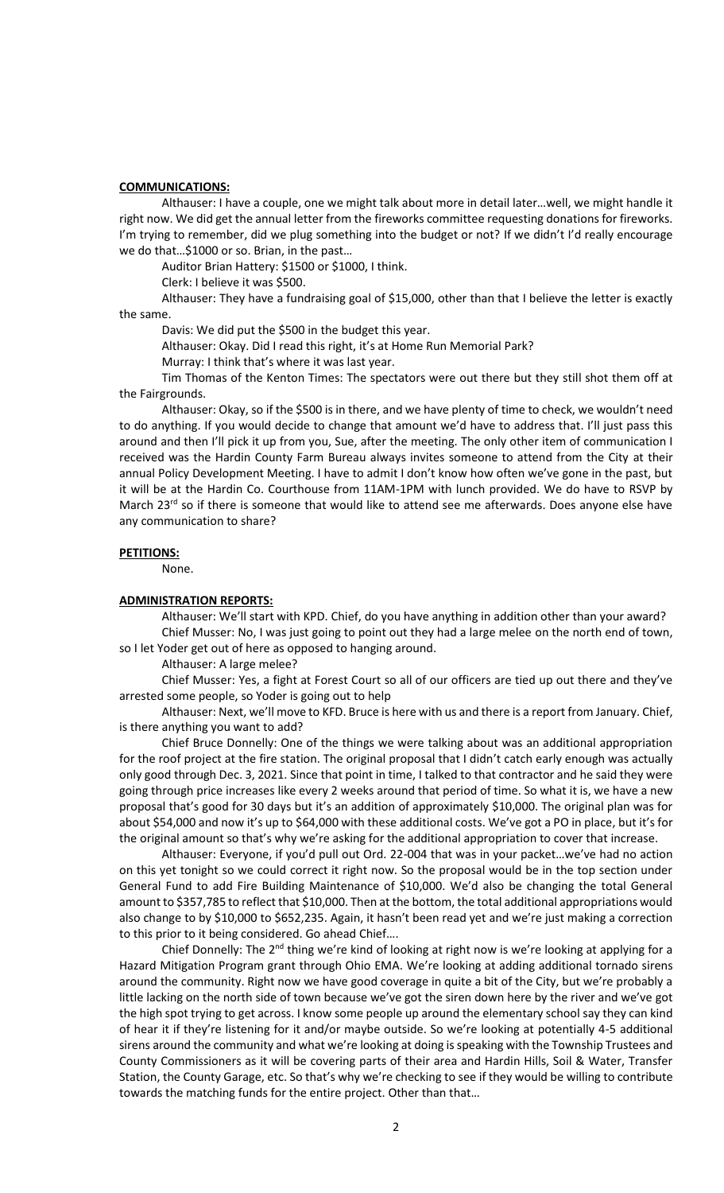**COMMUNICATIONS:**

Althauser: I have a couple, one we might talk about more in detail later…well, we might handle it right now. We did get the annual letter from the fireworks committee requesting donations for fireworks. I'm trying to remember, did we plug something into the budget or not? If we didn't I'd really encourage we do that…$1000 or so. Brian, in the past…

Auditor Brian Hattery: $1500 or $1000, I think.

Clerk: I believe it was $500.

Althauser: They have a fundraising goal of $15,000, other than that I believe the letter is exactly the same.

Davis: We did put the $500 in the budget this year.

Althauser: Okay. Did I read this right, it's at Home Run Memorial Park?

Murray: I think that's where it was last year.

Tim Thomas of the Kenton Times: The spectators were out there but they still shot them off at the Fairgrounds.

Althauser: Okay, so if the $500 is in there, and we have plenty of time to check, we wouldn't need to do anything. If you would decide to change that amount we'd have to address that. I'll just pass this around and then I'll pick it up from you, Sue, after the meeting. The only other item of communication I received was the Hardin County Farm Bureau always invites someone to attend from the City at their annual Policy Development Meeting. I have to admit I don't know how often we've gone in the past, but it will be at the Hardin Co. Courthouse from 11AM-1PM with lunch provided. We do have to RSVP by March 23rd so if there is someone that would like to attend see me afterwards. Does anyone else have any communication to share?

**PETITIONS:**

None.

**ADMINISTRATION REPORTS:**

Althauser: We'll start with KPD. Chief, do you have anything in addition other than your award?

Chief Musser: No, I was just going to point out they had a large melee on the north end of town, so I let Yoder get out of here as opposed to hanging around.

Althauser: A large melee?

Chief Musser: Yes, a fight at Forest Court so all of our officers are tied up out there and they've arrested some people, so Yoder is going out to help

Althauser: Next, we'll move to KFD. Bruce is here with us and there is a report from January. Chief, is there anything you want to add?

Chief Bruce Donnelly: One of the things we were talking about was an additional appropriation for the roof project at the fire station. The original proposal that I didn't catch early enough was actually only good through Dec. 3, 2021. Since that point in time, I talked to that contractor and he said they were going through price increases like every 2 weeks around that period of time. So what it is, we have a new proposal that's good for 30 days but it's an addition of approximately $10,000. The original plan was for about $54,000 and now it's up to $64,000 with these additional costs. We've got a PO in place, but it's for the original amount so that's why we're asking for the additional appropriation to cover that increase.

Althauser: Everyone, if you'd pull out Ord. 22-004 that was in your packet…we've had no action on this yet tonight so we could correct it right now. So the proposal would be in the top section under General Fund to add Fire Building Maintenance of $10,000. We'd also be changing the total General amount to $357,785 to reflect that $10,000. Then at the bottom, the total additional appropriations would also change to by $10,000 to $652,235. Again, it hasn't been read yet and we're just making a correction to this prior to it being considered. Go ahead Chief….

Chief Donnelly: The 2nd thing we're kind of looking at right now is we're looking at applying for a Hazard Mitigation Program grant through Ohio EMA. We're looking at adding additional tornado sirens around the community. Right now we have good coverage in quite a bit of the City, but we're probably a little lacking on the north side of town because we've got the siren down here by the river and we've got the high spot trying to get across. I know some people up around the elementary school say they can kind of hear it if they're listening for it and/or maybe outside. So we're looking at potentially 4-5 additional sirens around the community and what we're looking at doing is speaking with the Township Trustees and County Commissioners as it will be covering parts of their area and Hardin Hills, Soil & Water, Transfer Station, the County Garage, etc. So that's why we're checking to see if they would be willing to contribute towards the matching funds for the entire project. Other than that…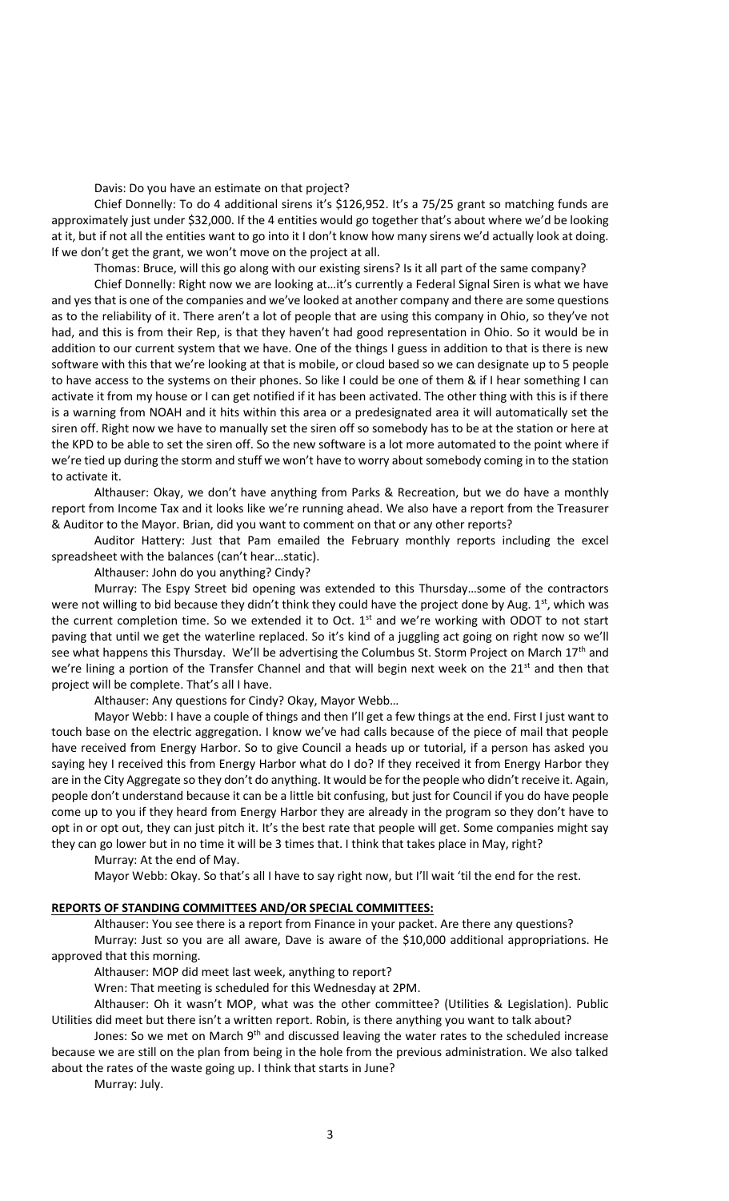Davis: Do you have an estimate on that project?

Chief Donnelly: To do 4 additional sirens it's $126,952. It's a 75/25 grant so matching funds are approximately just under $32,000. If the 4 entities would go together that's about where we'd be looking at it, but if not all the entities want to go into it I don't know how many sirens we'd actually look at doing. If we don't get the grant, we won't move on the project at all.

Thomas: Bruce, will this go along with our existing sirens? Is it all part of the same company?

Chief Donnelly: Right now we are looking at…it's currently a Federal Signal Siren is what we have and yes that is one of the companies and we've looked at another company and there are some questions as to the reliability of it. There aren't a lot of people that are using this company in Ohio, so they've not had, and this is from their Rep, is that they haven't had good representation in Ohio. So it would be in addition to our current system that we have. One of the things I guess in addition to that is there is new software with this that we're looking at that is mobile, or cloud based so we can designate up to 5 people to have access to the systems on their phones. So like I could be one of them & if I hear something I can activate it from my house or I can get notified if it has been activated. The other thing with this is if there is a warning from NOAH and it hits within this area or a predesignated area it will automatically set the siren off. Right now we have to manually set the siren off so somebody has to be at the station or here at the KPD to be able to set the siren off. So the new software is a lot more automated to the point where if we're tied up during the storm and stuff we won't have to worry about somebody coming in to the station to activate it.

Althauser: Okay, we don't have anything from Parks & Recreation, but we do have a monthly report from Income Tax and it looks like we're running ahead. We also have a report from the Treasurer & Auditor to the Mayor. Brian, did you want to comment on that or any other reports?

Auditor Hattery: Just that Pam emailed the February monthly reports including the excel spreadsheet with the balances (can't hear…static).

Althauser: John do you anything? Cindy?

Murray: The Espy Street bid opening was extended to this Thursday…some of the contractors were not willing to bid because they didn't think they could have the project done by Aug. 1st, which was the current completion time. So we extended it to Oct. 1st and we're working with ODOT to not start paving that until we get the waterline replaced. So it's kind of a juggling act going on right now so we'll see what happens this Thursday. We'll be advertising the Columbus St. Storm Project on March 17th and we're lining a portion of the Transfer Channel and that will begin next week on the 21st and then that project will be complete. That's all I have.

Althauser: Any questions for Cindy? Okay, Mayor Webb…

Mayor Webb: I have a couple of things and then I'll get a few things at the end. First I just want to touch base on the electric aggregation. I know we've had calls because of the piece of mail that people have received from Energy Harbor. So to give Council a heads up or tutorial, if a person has asked you saying hey I received this from Energy Harbor what do I do? If they received it from Energy Harbor they are in the City Aggregate so they don't do anything. It would be for the people who didn't receive it. Again, people don't understand because it can be a little bit confusing, but just for Council if you do have people come up to you if they heard from Energy Harbor they are already in the program so they don't have to opt in or opt out, they can just pitch it. It's the best rate that people will get. Some companies might say they can go lower but in no time it will be 3 times that. I think that takes place in May, right?

Murray: At the end of May.

Mayor Webb: Okay. So that's all I have to say right now, but I'll wait 'til the end for the rest.

**REPORTS OF STANDING COMMITTEES AND/OR SPECIAL COMMITTEES:**

Althauser: You see there is a report from Finance in your packet. Are there any questions?

Murray: Just so you are all aware, Dave is aware of the $10,000 additional appropriations. He approved that this morning.

Althauser: MOP did meet last week, anything to report?

Wren: That meeting is scheduled for this Wednesday at 2PM.

Althauser: Oh it wasn't MOP, what was the other committee? (Utilities & Legislation). Public Utilities did meet but there isn't a written report. Robin, is there anything you want to talk about?

Jones: So we met on March 9th and discussed leaving the water rates to the scheduled increase because we are still on the plan from being in the hole from the previous administration. We also talked about the rates of the waste going up. I think that starts in June?

Murray: July.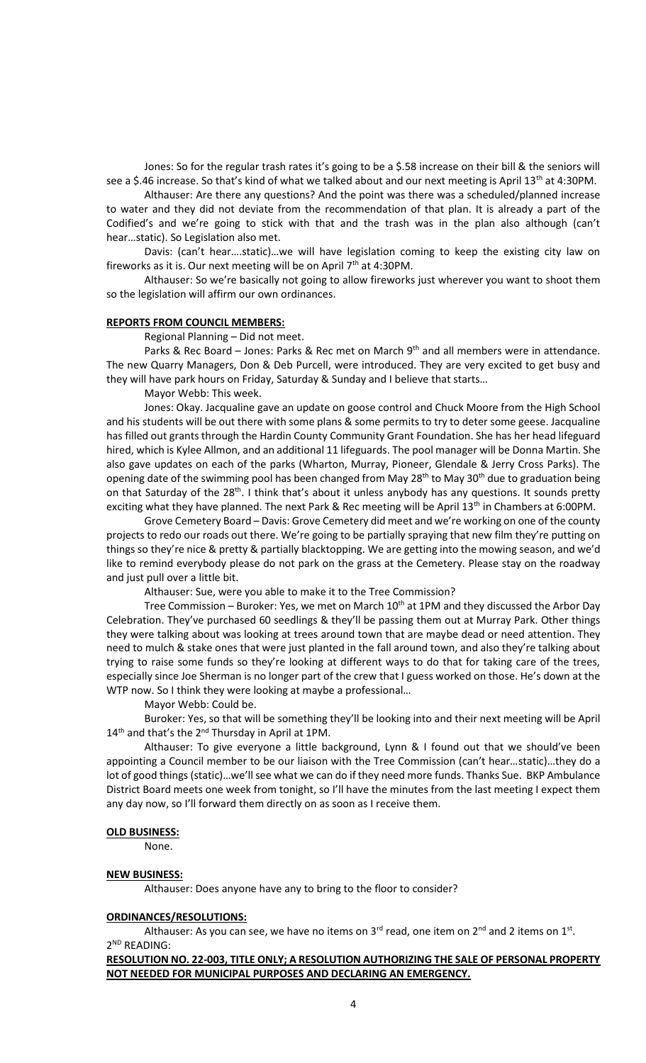Jones: So for the regular trash rates it's going to be a $.58 increase on their bill & the seniors will see a $.46 increase. So that's kind of what we talked about and our next meeting is April 13th at 4:30PM.

Althauser: Are there any questions? And the point was there was a scheduled/planned increase to water and they did not deviate from the recommendation of that plan. It is already a part of the Codified's and we're going to stick with that and the trash was in the plan also although (can't hear…static). So Legislation also met.

Davis: (can't hear….static)…we will have legislation coming to keep the existing city law on fireworks as it is. Our next meeting will be on April 7th at 4:30PM.

Althauser: So we're basically not going to allow fireworks just wherever you want to shoot them so the legislation will affirm our own ordinances.

**REPORTS FROM COUNCIL MEMBERS:**

Regional Planning – Did not meet.

Parks & Rec Board – Jones: Parks & Rec met on March 9th and all members were in attendance. The new Quarry Managers, Don & Deb Purcell, were introduced. They are very excited to get busy and they will have park hours on Friday, Saturday & Sunday and I believe that starts…

Mayor Webb: This week.

Jones: Okay. Jacqualine gave an update on goose control and Chuck Moore from the High School and his students will be out there with some plans & some permits to try to deter some geese. Jacqualine has filled out grants through the Hardin County Community Grant Foundation. She has her head lifeguard hired, which is Kylee Allmon, and an additional 11 lifeguards. The pool manager will be Donna Martin. She also gave updates on each of the parks (Wharton, Murray, Pioneer, Glendale & Jerry Cross Parks). The opening date of the swimming pool has been changed from May 28th to May 30th due to graduation being on that Saturday of the 28th. I think that's about it unless anybody has any questions. It sounds pretty exciting what they have planned. The next Park & Rec meeting will be April 13th in Chambers at 6:00PM.

Grove Cemetery Board – Davis: Grove Cemetery did meet and we're working on one of the county projects to redo our roads out there. We're going to be partially spraying that new film they're putting on things so they're nice & pretty & partially blacktopping. We are getting into the mowing season, and we'd like to remind everybody please do not park on the grass at the Cemetery. Please stay on the roadway and just pull over a little bit.

Althauser: Sue, were you able to make it to the Tree Commission?

Tree Commission – Buroker: Yes, we met on March 10th at 1PM and they discussed the Arbor Day Celebration. They've purchased 60 seedlings & they'll be passing them out at Murray Park. Other things they were talking about was looking at trees around town that are maybe dead or need attention. They need to mulch & stake ones that were just planted in the fall around town, and also they're talking about trying to raise some funds so they're looking at different ways to do that for taking care of the trees, especially since Joe Sherman is no longer part of the crew that I guess worked on those. He's down at the WTP now. So I think they were looking at maybe a professional…

Mayor Webb: Could be.

Buroker: Yes, so that will be something they'll be looking into and their next meeting will be April 14th and that's the 2nd Thursday in April at 1PM.

Althauser: To give everyone a little background, Lynn & I found out that we should've been appointing a Council member to be our liaison with the Tree Commission (can't hear…static)…they do a lot of good things (static)…we'll see what we can do if they need more funds. Thanks Sue. BKP Ambulance District Board meets one week from tonight, so I'll have the minutes from the last meeting I expect them any day now, so I'll forward them directly on as soon as I receive them.

**OLD BUSINESS:**

None.

**NEW BUSINESS:**

Althauser: Does anyone have any to bring to the floor to consider?

**ORDINANCES/RESOLUTIONS:**

Althauser: As you can see, we have no items on 3rd read, one item on 2nd and 2 items on 1st.

2ND READING:

**RESOLUTION NO. 22-003, TITLE ONLY; A RESOLUTION AUTHORIZING THE SALE OF PERSONAL PROPERTY NOT NEEDED FOR MUNICIPAL PURPOSES AND DECLARING AN EMERGENCY.**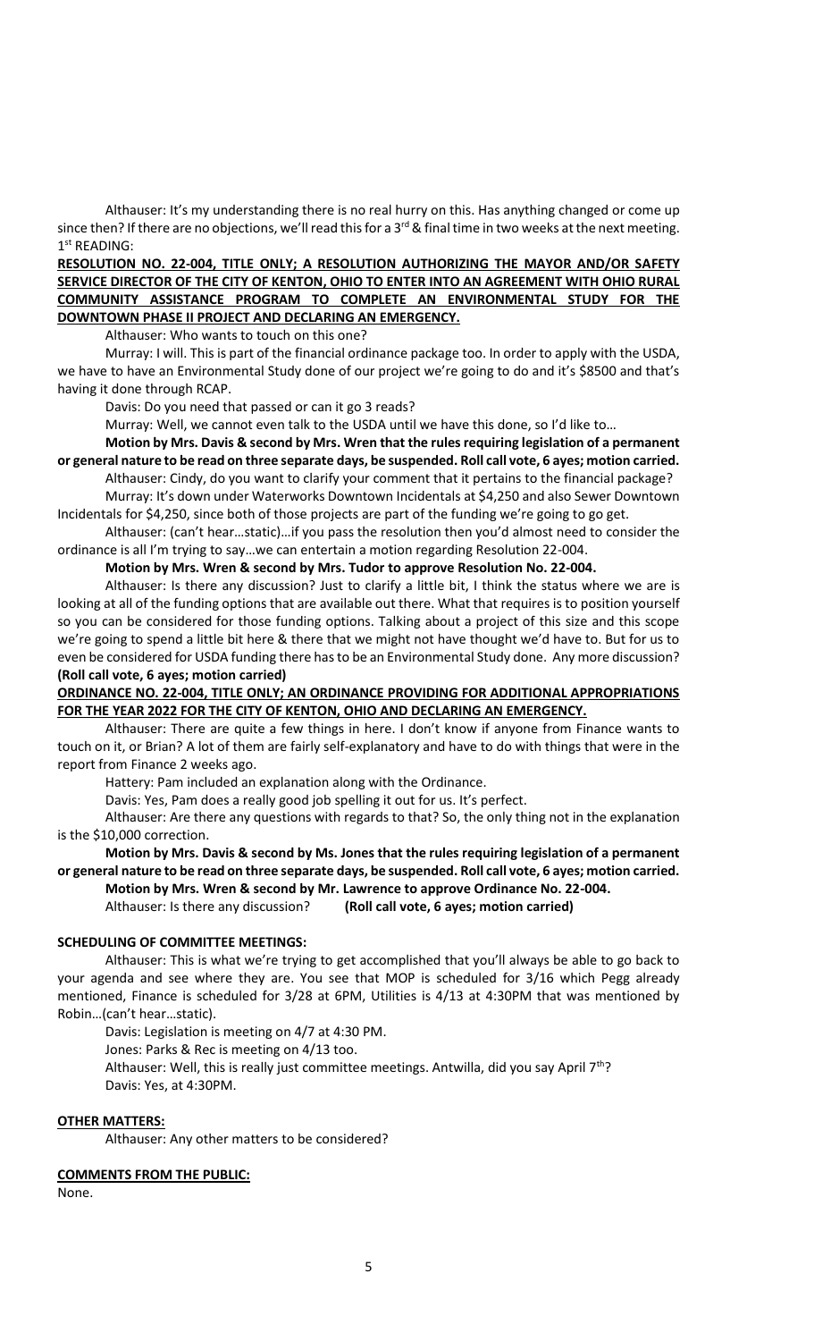Althauser: It's my understanding there is no real hurry on this. Has anything changed or come up since then? If there are no objections, we'll read this for a 3rd & final time in two weeks at the next meeting.

1st READING:

**RESOLUTION NO. 22-004, TITLE ONLY; A RESOLUTION AUTHORIZING THE MAYOR AND/OR SAFETY SERVICE DIRECTOR OF THE CITY OF KENTON, OHIO TO ENTER INTO AN AGREEMENT WITH OHIO RURAL COMMUNITY ASSISTANCE PROGRAM TO COMPLETE AN ENVIRONMENTAL STUDY FOR THE DOWNTOWN PHASE II PROJECT AND DECLARING AN EMERGENCY.**

Althauser: Who wants to touch on this one?

Murray: I will. This is part of the financial ordinance package too. In order to apply with the USDA, we have to have an Environmental Study done of our project we're going to do and it's $8500 and that's having it done through RCAP.

Davis: Do you need that passed or can it go 3 reads?

Murray: Well, we cannot even talk to the USDA until we have this done, so I'd like to…

**Motion by Mrs. Davis & second by Mrs. Wren that the rules requiring legislation of a permanent or general nature to be read on three separate days, be suspended. Roll call vote, 6 ayes; motion carried.**

Althauser: Cindy, do you want to clarify your comment that it pertains to the financial package?

Murray: It's down under Waterworks Downtown Incidentals at $4,250 and also Sewer Downtown Incidentals for $4,250, since both of those projects are part of the funding we're going to go get.

Althauser: (can't hear…static)…if you pass the resolution then you'd almost need to consider the ordinance is all I'm trying to say…we can entertain a motion regarding Resolution 22-004.

**Motion by Mrs. Wren & second by Mrs. Tudor to approve Resolution No. 22-004.**

Althauser: Is there any discussion? Just to clarify a little bit, I think the status where we are is looking at all of the funding options that are available out there. What that requires is to position yourself so you can be considered for those funding options. Talking about a project of this size and this scope we're going to spend a little bit here & there that we might not have thought we'd have to. But for us to even be considered for USDA funding there has to be an Environmental Study done. Any more discussion? **(Roll call vote, 6 ayes; motion carried)**

**ORDINANCE NO. 22-004, TITLE ONLY; AN ORDINANCE PROVIDING FOR ADDITIONAL APPROPRIATIONS FOR THE YEAR 2022 FOR THE CITY OF KENTON, OHIO AND DECLARING AN EMERGENCY.**

Althauser: There are quite a few things in here. I don't know if anyone from Finance wants to touch on it, or Brian? A lot of them are fairly self-explanatory and have to do with things that were in the report from Finance 2 weeks ago.

Hattery: Pam included an explanation along with the Ordinance.

Davis: Yes, Pam does a really good job spelling it out for us. It's perfect.

Althauser: Are there any questions with regards to that? So, the only thing not in the explanation is the $10,000 correction.

**Motion by Mrs. Davis & second by Ms. Jones that the rules requiring legislation of a permanent or general nature to be read on three separate days, be suspended. Roll call vote, 6 ayes; motion carried.**

**Motion by Mrs. Wren & second by Mr. Lawrence to approve Ordinance No. 22-004.**

Althauser: Is there any discussion? **(Roll call vote, 6 ayes; motion carried)**

**SCHEDULING OF COMMITTEE MEETINGS:**

Althauser: This is what we're trying to get accomplished that you'll always be able to go back to your agenda and see where they are. You see that MOP is scheduled for 3/16 which Pegg already mentioned, Finance is scheduled for 3/28 at 6PM, Utilities is 4/13 at 4:30PM that was mentioned by Robin…(can't hear…static).

Davis: Legislation is meeting on 4/7 at 4:30 PM.

Jones: Parks & Rec is meeting on 4/13 too.

Althauser: Well, this is really just committee meetings. Antwilla, did you say April 7th?

Davis: Yes, at 4:30PM.

**OTHER MATTERS:**

Althauser: Any other matters to be considered?

**COMMENTS FROM THE PUBLIC:**

None.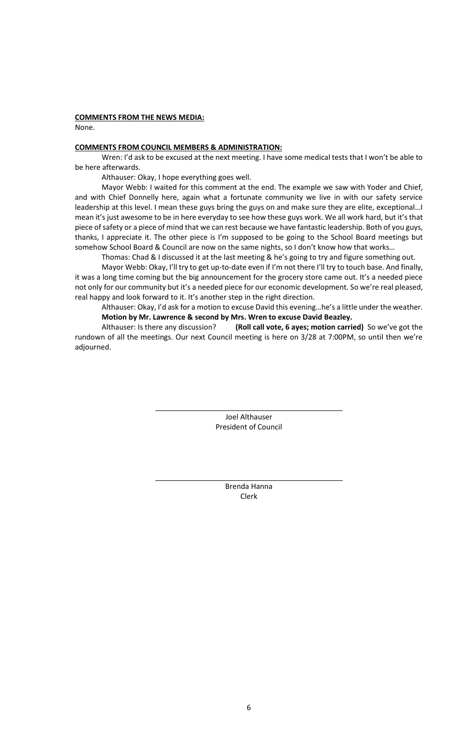**COMMENTS FROM THE NEWS MEDIA:**

None.

**COMMENTS FROM COUNCIL MEMBERS & ADMINISTRATION:**

Wren: I'd ask to be excused at the next meeting. I have some medical tests that I won't be able to be here afterwards.

Althauser: Okay, I hope everything goes well.

Mayor Webb: I waited for this comment at the end. The example we saw with Yoder and Chief, and with Chief Donnelly here, again what a fortunate community we live in with our safety service leadership at this level. I mean these guys bring the guys on and make sure they are elite, exceptional…I mean it's just awesome to be in here everyday to see how these guys work. We all work hard, but it's that piece of safety or a piece of mind that we can rest because we have fantastic leadership. Both of you guys, thanks, I appreciate it. The other piece is I'm supposed to be going to the School Board meetings but somehow School Board & Council are now on the same nights, so I don't know how that works…

Thomas: Chad & I discussed it at the last meeting & he's going to try and figure something out.

Mayor Webb: Okay, I'll try to get up-to-date even if I'm not there I'll try to touch base. And finally, it was a long time coming but the big announcement for the grocery store came out. It's a needed piece not only for our community but it's a needed piece for our economic development. So we're real pleased, real happy and look forward to it. It's another step in the right direction.

Althauser: Okay, I'd ask for a motion to excuse David this evening…he's a little under the weather.

**Motion by Mr. Lawrence & second by Mrs. Wren to excuse David Beazley.**

Althauser: Is there any discussion? **(Roll call vote, 6 ayes; motion carried)** So we've got the rundown of all the meetings. Our next Council meeting is here on 3/28 at 7:00PM, so until then we're adjourned.

Joel Althauser
President of Council

Brenda Hanna
Clerk